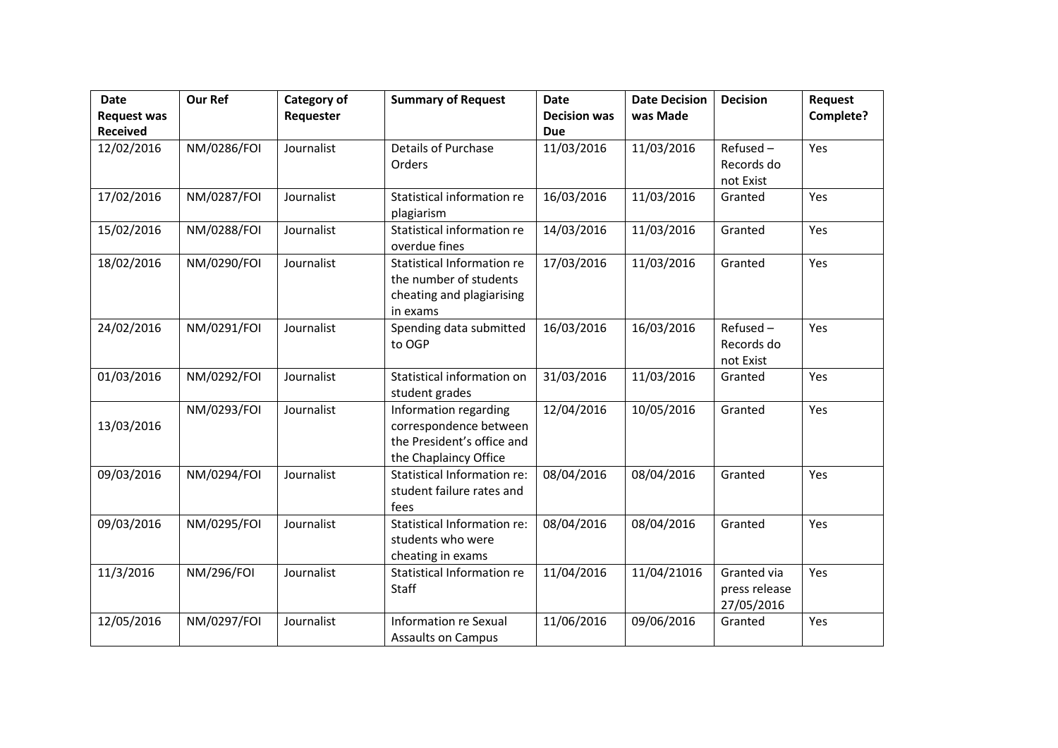| Date Request was Received | Our Ref | Category of Requester | Summary of Request | Date Decision was Due | Date Decision was Made | Decision | Request Complete? |
|---|---|---|---|---|---|---|---|
| 12/02/2016 | NM/0286/FOI | Journalist | Details of Purchase Orders | 11/03/2016 | 11/03/2016 | Refused – Records do not Exist | Yes |
| 17/02/2016 | NM/0287/FOI | Journalist | Statistical information re plagiarism | 16/03/2016 | 11/03/2016 | Granted | Yes |
| 15/02/2016 | NM/0288/FOI | Journalist | Statistical information re overdue fines | 14/03/2016 | 11/03/2016 | Granted | Yes |
| 18/02/2016 | NM/0290/FOI | Journalist | Statistical Information re the number of students cheating and plagiarising in exams | 17/03/2016 | 11/03/2016 | Granted | Yes |
| 24/02/2016 | NM/0291/FOI | Journalist | Spending data submitted to OGP | 16/03/2016 | 16/03/2016 | Refused – Records do not Exist | Yes |
| 01/03/2016 | NM/0292/FOI | Journalist | Statistical information on student grades | 31/03/2016 | 11/03/2016 | Granted | Yes |
| 13/03/2016 | NM/0293/FOI | Journalist | Information regarding correspondence between the President's office and the Chaplaincy Office | 12/04/2016 | 10/05/2016 | Granted | Yes |
| 09/03/2016 | NM/0294/FOI | Journalist | Statistical Information re: student failure rates and fees | 08/04/2016 | 08/04/2016 | Granted | Yes |
| 09/03/2016 | NM/0295/FOI | Journalist | Statistical Information re: students who were cheating in exams | 08/04/2016 | 08/04/2016 | Granted | Yes |
| 11/3/2016 | NM/296/FOI | Journalist | Statistical Information re Staff | 11/04/2016 | 11/04/21016 | Granted via press release 27/05/2016 | Yes |
| 12/05/2016 | NM/0297/FOI | Journalist | Information re Sexual Assaults on Campus | 11/06/2016 | 09/06/2016 | Granted | Yes |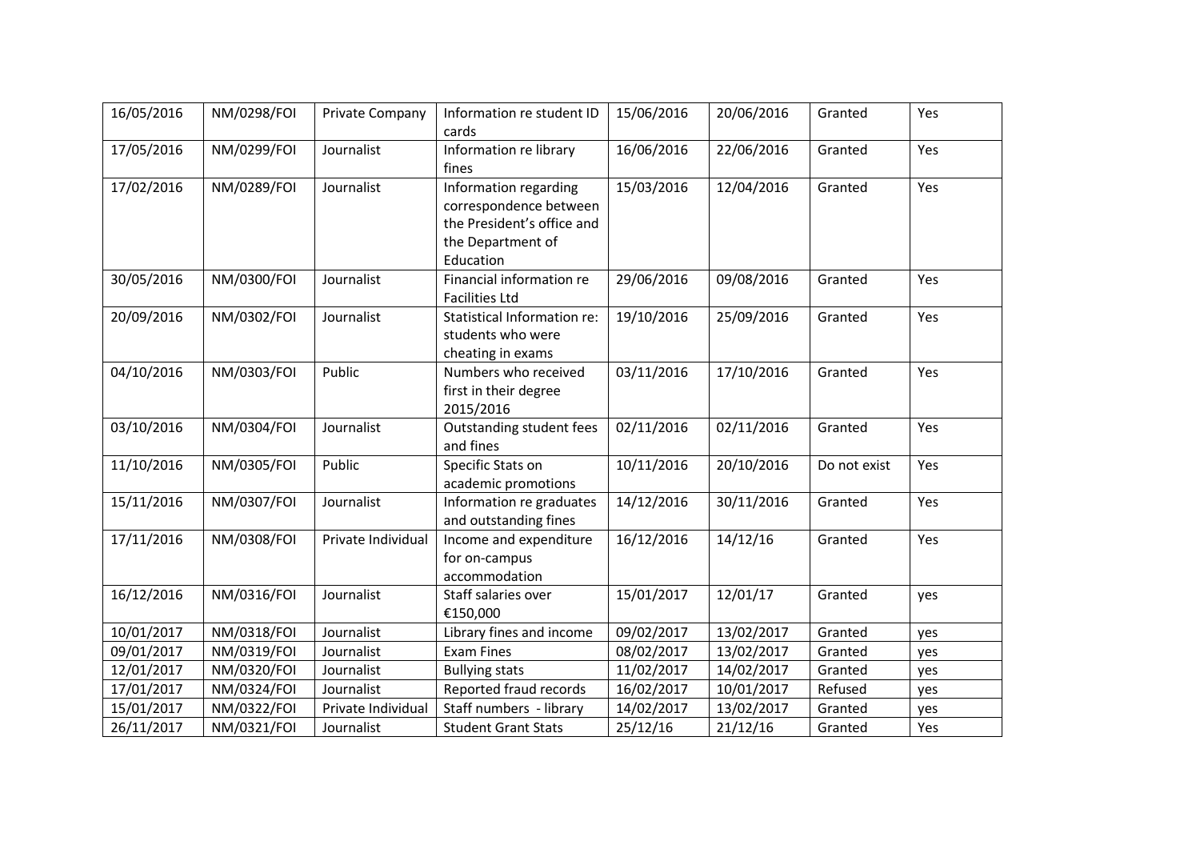| 16/05/2016 | NM/0298/FOI | Private Company | Information re student ID cards | 15/06/2016 | 20/06/2016 | Granted | Yes |
|---|---|---|---|---|---|---|---|
| 17/05/2016 | NM/0299/FOI | Journalist | Information re library fines | 16/06/2016 | 22/06/2016 | Granted | Yes |
| 17/02/2016 | NM/0289/FOI | Journalist | Information regarding correspondence between the President's office and the Department of Education | 15/03/2016 | 12/04/2016 | Granted | Yes |
| 30/05/2016 | NM/0300/FOI | Journalist | Financial information re Facilities Ltd | 29/06/2016 | 09/08/2016 | Granted | Yes |
| 20/09/2016 | NM/0302/FOI | Journalist | Statistical Information re: students who were cheating in exams | 19/10/2016 | 25/09/2016 | Granted | Yes |
| 04/10/2016 | NM/0303/FOI | Public | Numbers who received first in their degree 2015/2016 | 03/11/2016 | 17/10/2016 | Granted | Yes |
| 03/10/2016 | NM/0304/FOI | Journalist | Outstanding student fees and fines | 02/11/2016 | 02/11/2016 | Granted | Yes |
| 11/10/2016 | NM/0305/FOI | Public | Specific Stats on academic promotions | 10/11/2016 | 20/10/2016 | Do not exist | Yes |
| 15/11/2016 | NM/0307/FOI | Journalist | Information re graduates and outstanding fines | 14/12/2016 | 30/11/2016 | Granted | Yes |
| 17/11/2016 | NM/0308/FOI | Private Individual | Income and expenditure for on-campus accommodation | 16/12/2016 | 14/12/16 | Granted | Yes |
| 16/12/2016 | NM/0316/FOI | Journalist | Staff salaries over €150,000 | 15/01/2017 | 12/01/17 | Granted | yes |
| 10/01/2017 | NM/0318/FOI | Journalist | Library fines and income | 09/02/2017 | 13/02/2017 | Granted | yes |
| 09/01/2017 | NM/0319/FOI | Journalist | Exam Fines | 08/02/2017 | 13/02/2017 | Granted | yes |
| 12/01/2017 | NM/0320/FOI | Journalist | Bullying stats | 11/02/2017 | 14/02/2017 | Granted | yes |
| 17/01/2017 | NM/0324/FOI | Journalist | Reported fraud records | 16/02/2017 | 10/01/2017 | Refused | yes |
| 15/01/2017 | NM/0322/FOI | Private Individual | Staff numbers - library | 14/02/2017 | 13/02/2017 | Granted | yes |
| 26/11/2017 | NM/0321/FOI | Journalist | Student Grant Stats | 25/12/16 | 21/12/16 | Granted | Yes |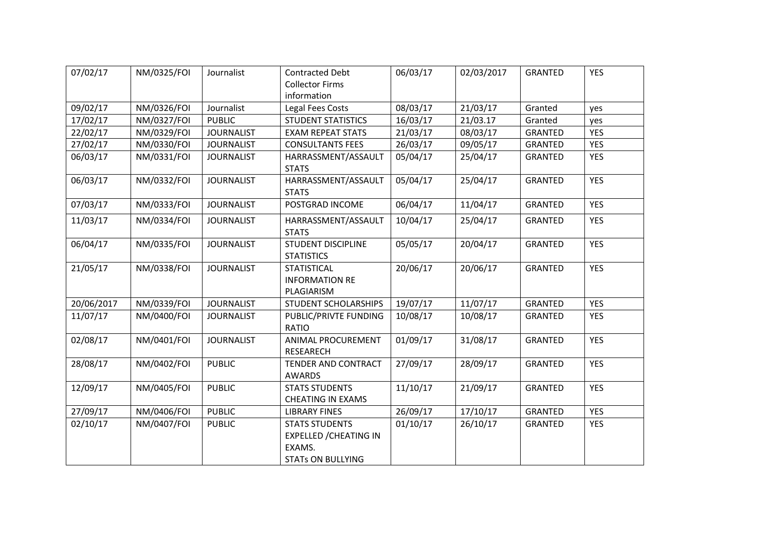| 07/02/17 | NM/0325/FOI | Journalist | Contracted Debt Collector Firms information | 06/03/17 | 02/03/2017 | GRANTED | YES |
|---|---|---|---|---|---|---|---|
| 09/02/17 | NM/0326/FOI | Journalist | Legal Fees Costs | 08/03/17 | 21/03/17 | Granted | yes |
| 17/02/17 | NM/0327/FOI | PUBLIC | STUDENT STATISTICS | 16/03/17 | 21/03.17 | Granted | yes |
| 22/02/17 | NM/0329/FOI | JOURNALIST | EXAM REPEAT STATS | 21/03/17 | 08/03/17 | GRANTED | YES |
| 27/02/17 | NM/0330/FOI | JOURNALIST | CONSULTANTS FEES | 26/03/17 | 09/05/17 | GRANTED | YES |
| 06/03/17 | NM/0331/FOI | JOURNALIST | HARRASSMENT/ASSAULT STATS | 05/04/17 | 25/04/17 | GRANTED | YES |
| 06/03/17 | NM/0332/FOI | JOURNALIST | HARRASSMENT/ASSAULT STATS | 05/04/17 | 25/04/17 | GRANTED | YES |
| 07/03/17 | NM/0333/FOI | JOURNALIST | POSTGRAD INCOME | 06/04/17 | 11/04/17 | GRANTED | YES |
| 11/03/17 | NM/0334/FOI | JOURNALIST | HARRASSMENT/ASSAULT STATS | 10/04/17 | 25/04/17 | GRANTED | YES |
| 06/04/17 | NM/0335/FOI | JOURNALIST | STUDENT DISCIPLINE STATISTICS | 05/05/17 | 20/04/17 | GRANTED | YES |
| 21/05/17 | NM/0338/FOI | JOURNALIST | STATISTICAL INFORMATION RE PLAGIARISM | 20/06/17 | 20/06/17 | GRANTED | YES |
| 20/06/2017 | NM/0339/FOI | JOURNALIST | STUDENT SCHOLARSHIPS | 19/07/17 | 11/07/17 | GRANTED | YES |
| 11/07/17 | NM/0400/FOI | JOURNALIST | PUBLIC/PRIVTE FUNDING RATIO | 10/08/17 | 10/08/17 | GRANTED | YES |
| 02/08/17 | NM/0401/FOI | JOURNALIST | ANIMAL PROCUREMENT RESEARECH | 01/09/17 | 31/08/17 | GRANTED | YES |
| 28/08/17 | NM/0402/FOI | PUBLIC | TENDER AND CONTRACT AWARDS | 27/09/17 | 28/09/17 | GRANTED | YES |
| 12/09/17 | NM/0405/FOI | PUBLIC | STATS STUDENTS CHEATING IN EXAMS | 11/10/17 | 21/09/17 | GRANTED | YES |
| 27/09/17 | NM/0406/FOI | PUBLIC | LIBRARY FINES | 26/09/17 | 17/10/17 | GRANTED | YES |
| 02/10/17 | NM/0407/FOI | PUBLIC | STATS STUDENTS EXPELLED /CHEATING IN EXAMS. STATs ON BULLYING | 01/10/17 | 26/10/17 | GRANTED | YES |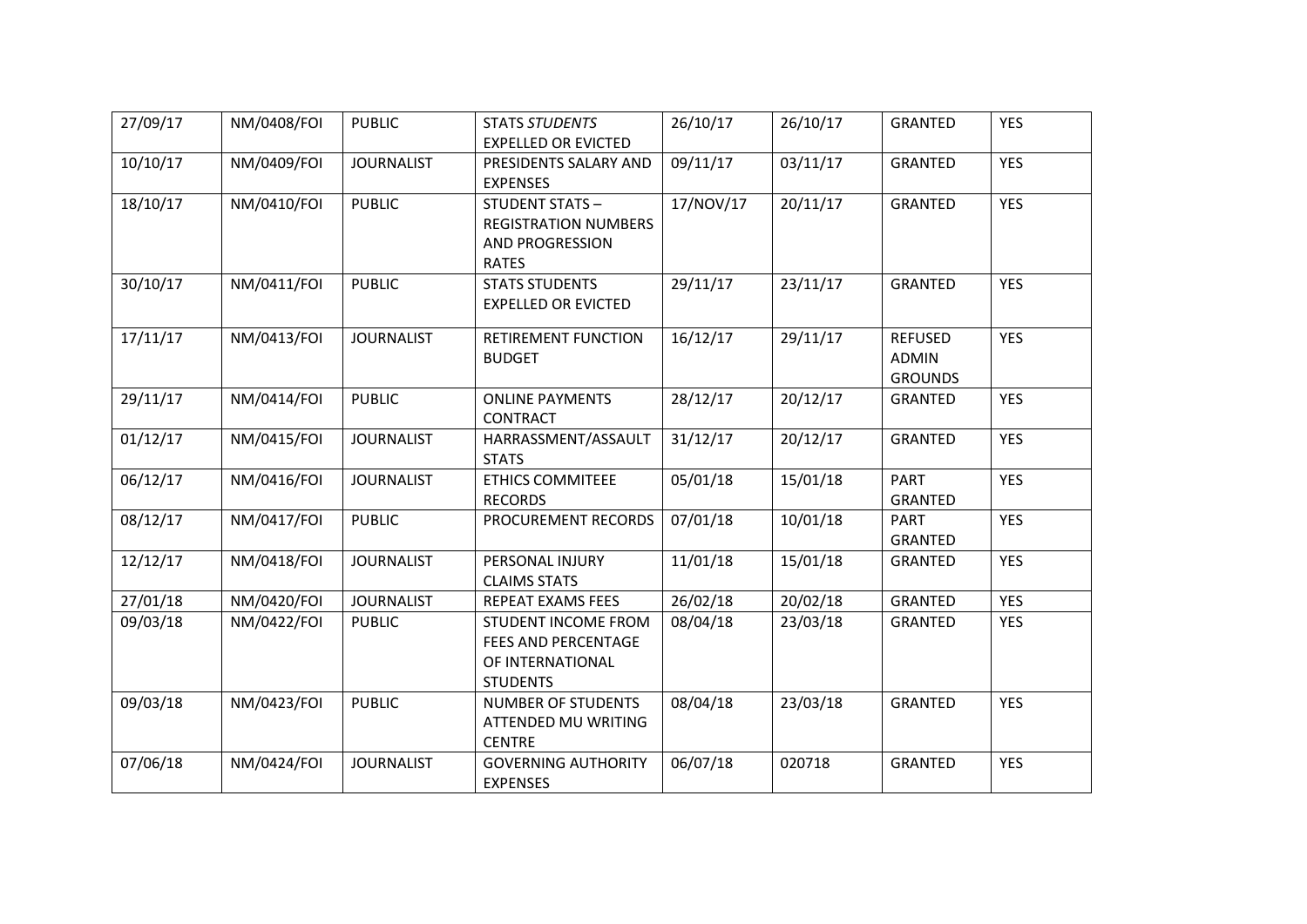| 27/09/17 | NM/0408/FOI | PUBLIC | STATS *STUDENTS* EXPELLED OR EVICTED | 26/10/17 | 26/10/17 | GRANTED | YES |
|---|---|---|---|---|---|---|---|
| 10/10/17 | NM/0409/FOI | JOURNALIST | PRESIDENTS SALARY AND EXPENSES | 09/11/17 | 03/11/17 | GRANTED | YES |
| 18/10/17 | NM/0410/FOI | PUBLIC | STUDENT STATS – REGISTRATION NUMBERS AND PROGRESSION RATES | 17/NOV/17 | 20/11/17 | GRANTED | YES |
| 30/10/17 | NM/0411/FOI | PUBLIC | STATS STUDENTS EXPELLED OR EVICTED | 29/11/17 | 23/11/17 | GRANTED | YES |
| 17/11/17 | NM/0413/FOI | JOURNALIST | RETIREMENT FUNCTION BUDGET | 16/12/17 | 29/11/17 | REFUSED ADMIN GROUNDS | YES |
| 29/11/17 | NM/0414/FOI | PUBLIC | ONLINE PAYMENTS CONTRACT | 28/12/17 | 20/12/17 | GRANTED | YES |
| 01/12/17 | NM/0415/FOI | JOURNALIST | HARRASSMENT/ASSAULT STATS | 31/12/17 | 20/12/17 | GRANTED | YES |
| 06/12/17 | NM/0416/FOI | JOURNALIST | ETHICS COMMITEEE RECORDS | 05/01/18 | 15/01/18 | PART GRANTED | YES |
| 08/12/17 | NM/0417/FOI | PUBLIC | PROCUREMENT RECORDS | 07/01/18 | 10/01/18 | PART GRANTED | YES |
| 12/12/17 | NM/0418/FOI | JOURNALIST | PERSONAL INJURY CLAIMS STATS | 11/01/18 | 15/01/18 | GRANTED | YES |
| 27/01/18 | NM/0420/FOI | JOURNALIST | REPEAT EXAMS FEES | 26/02/18 | 20/02/18 | GRANTED | YES |
| 09/03/18 | NM/0422/FOI | PUBLIC | STUDENT INCOME FROM FEES AND PERCENTAGE OF INTERNATIONAL STUDENTS | 08/04/18 | 23/03/18 | GRANTED | YES |
| 09/03/18 | NM/0423/FOI | PUBLIC | NUMBER OF STUDENTS ATTENDED MU WRITING CENTRE | 08/04/18 | 23/03/18 | GRANTED | YES |
| 07/06/18 | NM/0424/FOI | JOURNALIST | GOVERNING AUTHORITY EXPENSES | 06/07/18 | 020718 | GRANTED | YES |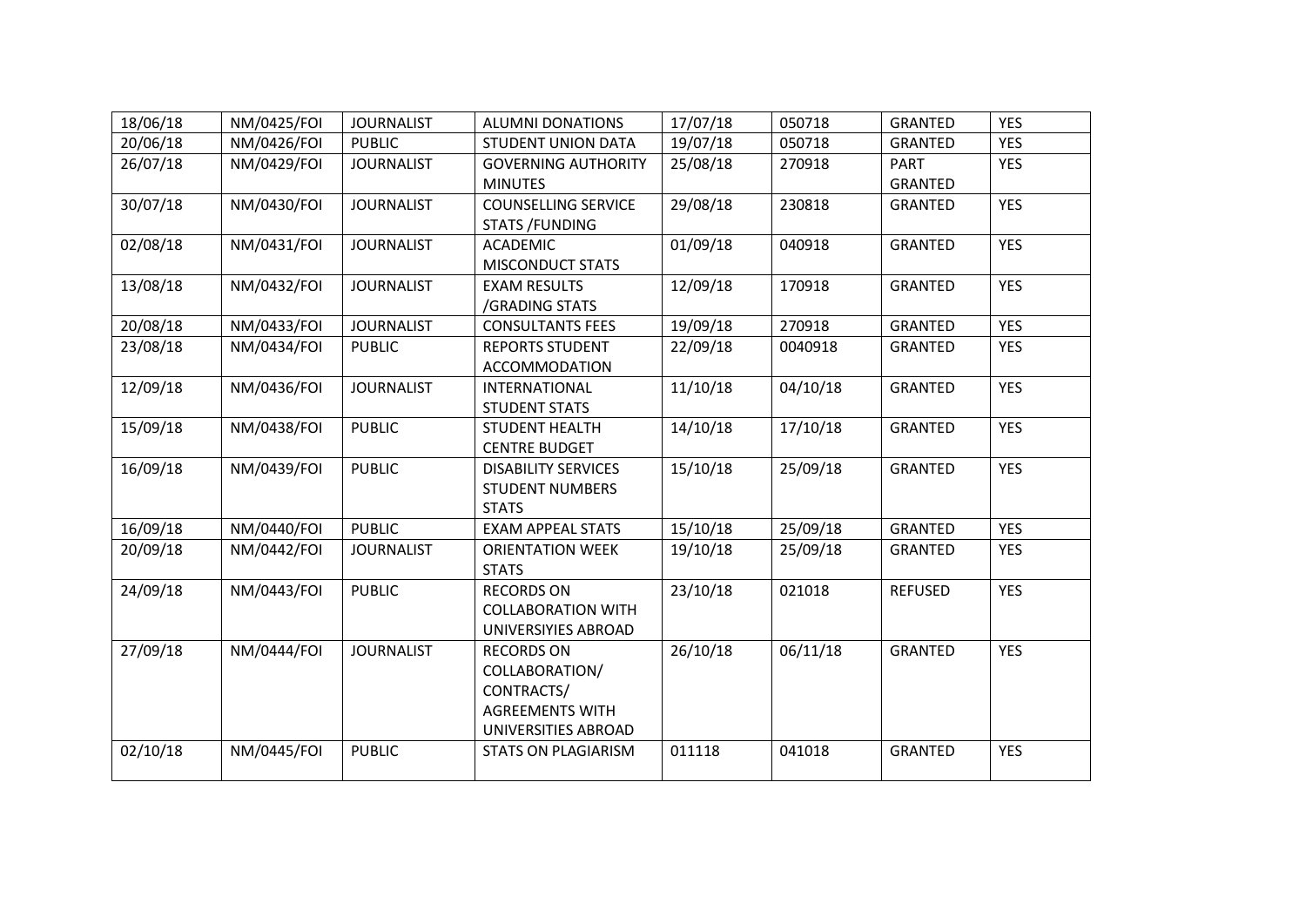| | | | | | | | |
|---|---|---|---|---|---|---|---|
| 18/06/18 | NM/0425/FOI | JOURNALIST | ALUMNI DONATIONS | 17/07/18 | 050718 | GRANTED | YES |
| 20/06/18 | NM/0426/FOI | PUBLIC | STUDENT UNION DATA | 19/07/18 | 050718 | GRANTED | YES |
| 26/07/18 | NM/0429/FOI | JOURNALIST | GOVERNING AUTHORITY MINUTES | 25/08/18 | 270918 | PART GRANTED | YES |
| 30/07/18 | NM/0430/FOI | JOURNALIST | COUNSELLING SERVICE STATS /FUNDING | 29/08/18 | 230818 | GRANTED | YES |
| 02/08/18 | NM/0431/FOI | JOURNALIST | ACADEMIC MISCONDUCT STATS | 01/09/18 | 040918 | GRANTED | YES |
| 13/08/18 | NM/0432/FOI | JOURNALIST | EXAM RESULTS /GRADING STATS | 12/09/18 | 170918 | GRANTED | YES |
| 20/08/18 | NM/0433/FOI | JOURNALIST | CONSULTANTS FEES | 19/09/18 | 270918 | GRANTED | YES |
| 23/08/18 | NM/0434/FOI | PUBLIC | REPORTS STUDENT ACCOMMODATION | 22/09/18 | 0040918 | GRANTED | YES |
| 12/09/18 | NM/0436/FOI | JOURNALIST | INTERNATIONAL STUDENT STATS | 11/10/18 | 04/10/18 | GRANTED | YES |
| 15/09/18 | NM/0438/FOI | PUBLIC | STUDENT HEALTH CENTRE BUDGET | 14/10/18 | 17/10/18 | GRANTED | YES |
| 16/09/18 | NM/0439/FOI | PUBLIC | DISABILITY SERVICES STUDENT NUMBERS STATS | 15/10/18 | 25/09/18 | GRANTED | YES |
| 16/09/18 | NM/0440/FOI | PUBLIC | EXAM APPEAL STATS | 15/10/18 | 25/09/18 | GRANTED | YES |
| 20/09/18 | NM/0442/FOI | JOURNALIST | ORIENTATION WEEK STATS | 19/10/18 | 25/09/18 | GRANTED | YES |
| 24/09/18 | NM/0443/FOI | PUBLIC | RECORDS ON COLLABORATION WITH UNIVERSIYIES ABROAD | 23/10/18 | 021018 | REFUSED | YES |
| 27/09/18 | NM/0444/FOI | JOURNALIST | RECORDS ON COLLABORATION/ CONTRACTS/ AGREEMENTS WITH UNIVERSITIES ABROAD | 26/10/18 | 06/11/18 | GRANTED | YES |
| 02/10/18 | NM/0445/FOI | PUBLIC | STATS ON PLAGIARISM | 011118 | 041018 | GRANTED | YES |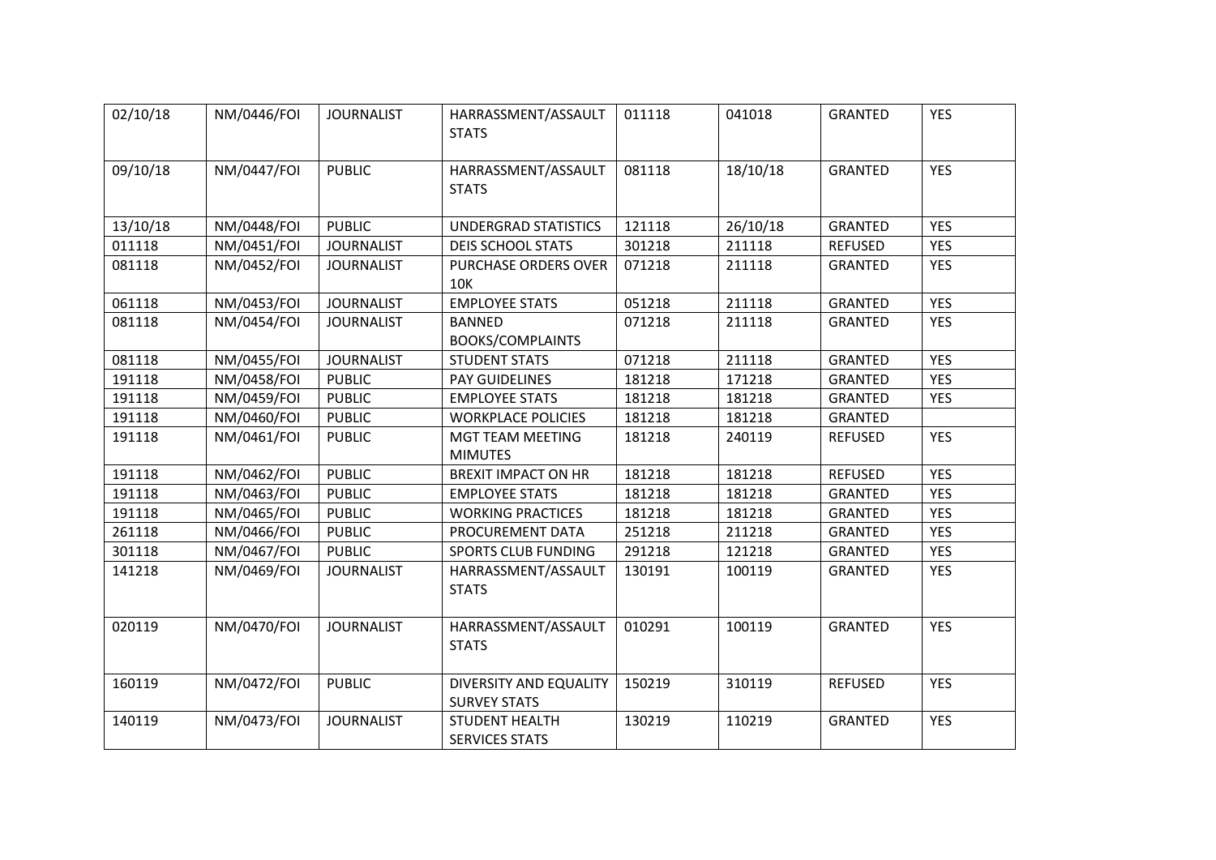| | | | | | | | |
|---|---|---|---|---|---|---|---|
| 02/10/18 | NM/0446/FOI | JOURNALIST | HARRASSMENT/ASSAULT STATS | 011118 | 041018 | GRANTED | YES |
| 09/10/18 | NM/0447/FOI | PUBLIC | HARRASSMENT/ASSAULT STATS | 081118 | 18/10/18 | GRANTED | YES |
| 13/10/18 | NM/0448/FOI | PUBLIC | UNDERGRAD STATISTICS | 121118 | 26/10/18 | GRANTED | YES |
| 011118 | NM/0451/FOI | JOURNALIST | DEIS SCHOOL STATS | 301218 | 211118 | REFUSED | YES |
| 081118 | NM/0452/FOI | JOURNALIST | PURCHASE ORDERS OVER 10K | 071218 | 211118 | GRANTED | YES |
| 061118 | NM/0453/FOI | JOURNALIST | EMPLOYEE STATS | 051218 | 211118 | GRANTED | YES |
| 081118 | NM/0454/FOI | JOURNALIST | BANNED BOOKS/COMPLAINTS | 071218 | 211118 | GRANTED | YES |
| 081118 | NM/0455/FOI | JOURNALIST | STUDENT STATS | 071218 | 211118 | GRANTED | YES |
| 191118 | NM/0458/FOI | PUBLIC | PAY GUIDELINES | 181218 | 171218 | GRANTED | YES |
| 191118 | NM/0459/FOI | PUBLIC | EMPLOYEE STATS | 181218 | 181218 | GRANTED | YES |
| 191118 | NM/0460/FOI | PUBLIC | WORKPLACE POLICIES | 181218 | 181218 | GRANTED | |
| 191118 | NM/0461/FOI | PUBLIC | MGT TEAM MEETING MIMUTES | 181218 | 240119 | REFUSED | YES |
| 191118 | NM/0462/FOI | PUBLIC | BREXIT IMPACT ON HR | 181218 | 181218 | REFUSED | YES |
| 191118 | NM/0463/FOI | PUBLIC | EMPLOYEE STATS | 181218 | 181218 | GRANTED | YES |
| 191118 | NM/0465/FOI | PUBLIC | WORKING PRACTICES | 181218 | 181218 | GRANTED | YES |
| 261118 | NM/0466/FOI | PUBLIC | PROCUREMENT DATA | 251218 | 211218 | GRANTED | YES |
| 301118 | NM/0467/FOI | PUBLIC | SPORTS CLUB FUNDING | 291218 | 121218 | GRANTED | YES |
| 141218 | NM/0469/FOI | JOURNALIST | HARRASSMENT/ASSAULT STATS | 130191 | 100119 | GRANTED | YES |
| 020119 | NM/0470/FOI | JOURNALIST | HARRASSMENT/ASSAULT STATS | 010291 | 100119 | GRANTED | YES |
| 160119 | NM/0472/FOI | PUBLIC | DIVERSITY AND EQUALITY SURVEY STATS | 150219 | 310119 | REFUSED | YES |
| 140119 | NM/0473/FOI | JOURNALIST | STUDENT HEALTH SERVICES STATS | 130219 | 110219 | GRANTED | YES |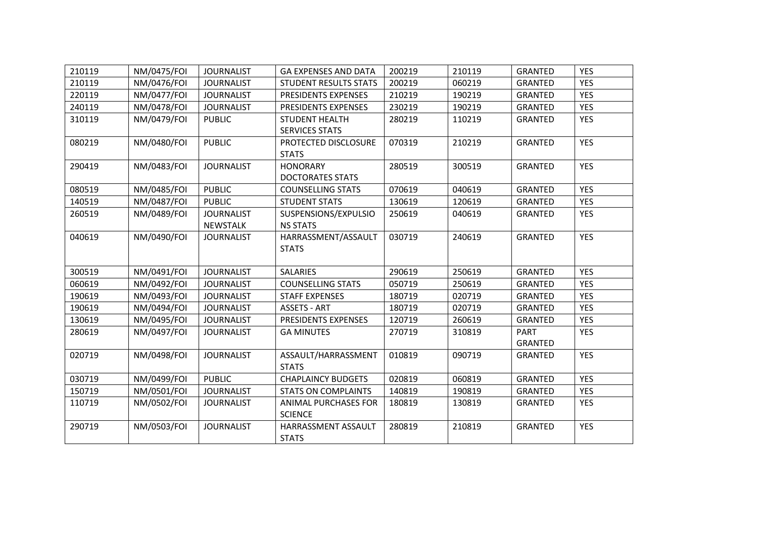| 210119 | NM/0475/FOI | JOURNALIST | GA EXPENSES AND DATA | 200219 | 210119 | GRANTED | YES |
|---|---|---|---|---|---|---|---|
| 210119 | NM/0476/FOI | JOURNALIST | STUDENT RESULTS STATS | 200219 | 060219 | GRANTED | YES |
| 220119 | NM/0477/FOI | JOURNALIST | PRESIDENTS EXPENSES | 210219 | 190219 | GRANTED | YES |
| 240119 | NM/0478/FOI | JOURNALIST | PRESIDENTS EXPENSES | 230219 | 190219 | GRANTED | YES |
| 310119 | NM/0479/FOI | PUBLIC | STUDENT HEALTH SERVICES STATS | 280219 | 110219 | GRANTED | YES |
| 080219 | NM/0480/FOI | PUBLIC | PROTECTED DISCLOSURE STATS | 070319 | 210219 | GRANTED | YES |
| 290419 | NM/0483/FOI | JOURNALIST | HONORARY DOCTORATES STATS | 280519 | 300519 | GRANTED | YES |
| 080519 | NM/0485/FOI | PUBLIC | COUNSELLING STATS | 070619 | 040619 | GRANTED | YES |
| 140519 | NM/0487/FOI | PUBLIC | STUDENT STATS | 130619 | 120619 | GRANTED | YES |
| 260519 | NM/0489/FOI | JOURNALIST NEWSTALK | SUSPENSIONS/EXPULSIONS STATS | 250619 | 040619 | GRANTED | YES |
| 040619 | NM/0490/FOI | JOURNALIST | HARRASSMENT/ASSAULT STATS | 030719 | 240619 | GRANTED | YES |
| 300519 | NM/0491/FOI | JOURNALIST | SALARIES | 290619 | 250619 | GRANTED | YES |
| 060619 | NM/0492/FOI | JOURNALIST | COUNSELLING STATS | 050719 | 250619 | GRANTED | YES |
| 190619 | NM/0493/FOI | JOURNALIST | STAFF EXPENSES | 180719 | 020719 | GRANTED | YES |
| 190619 | NM/0494/FOI | JOURNALIST | ASSETS - ART | 180719 | 020719 | GRANTED | YES |
| 130619 | NM/0495/FOI | JOURNALIST | PRESIDENTS EXPENSES | 120719 | 260619 | GRANTED | YES |
| 280619 | NM/0497/FOI | JOURNALIST | GA MINUTES | 270719 | 310819 | PART GRANTED | YES |
| 020719 | NM/0498/FOI | JOURNALIST | ASSAULT/HARRASSMENT STATS | 010819 | 090719 | GRANTED | YES |
| 030719 | NM/0499/FOI | PUBLIC | CHAPLAINCY BUDGETS | 020819 | 060819 | GRANTED | YES |
| 150719 | NM/0501/FOI | JOURNALIST | STATS ON COMPLAINTS | 140819 | 190819 | GRANTED | YES |
| 110719 | NM/0502/FOI | JOURNALIST | ANIMAL PURCHASES FOR SCIENCE | 180819 | 130819 | GRANTED | YES |
| 290719 | NM/0503/FOI | JOURNALIST | HARRASSMENT ASSAULT STATS | 280819 | 210819 | GRANTED | YES |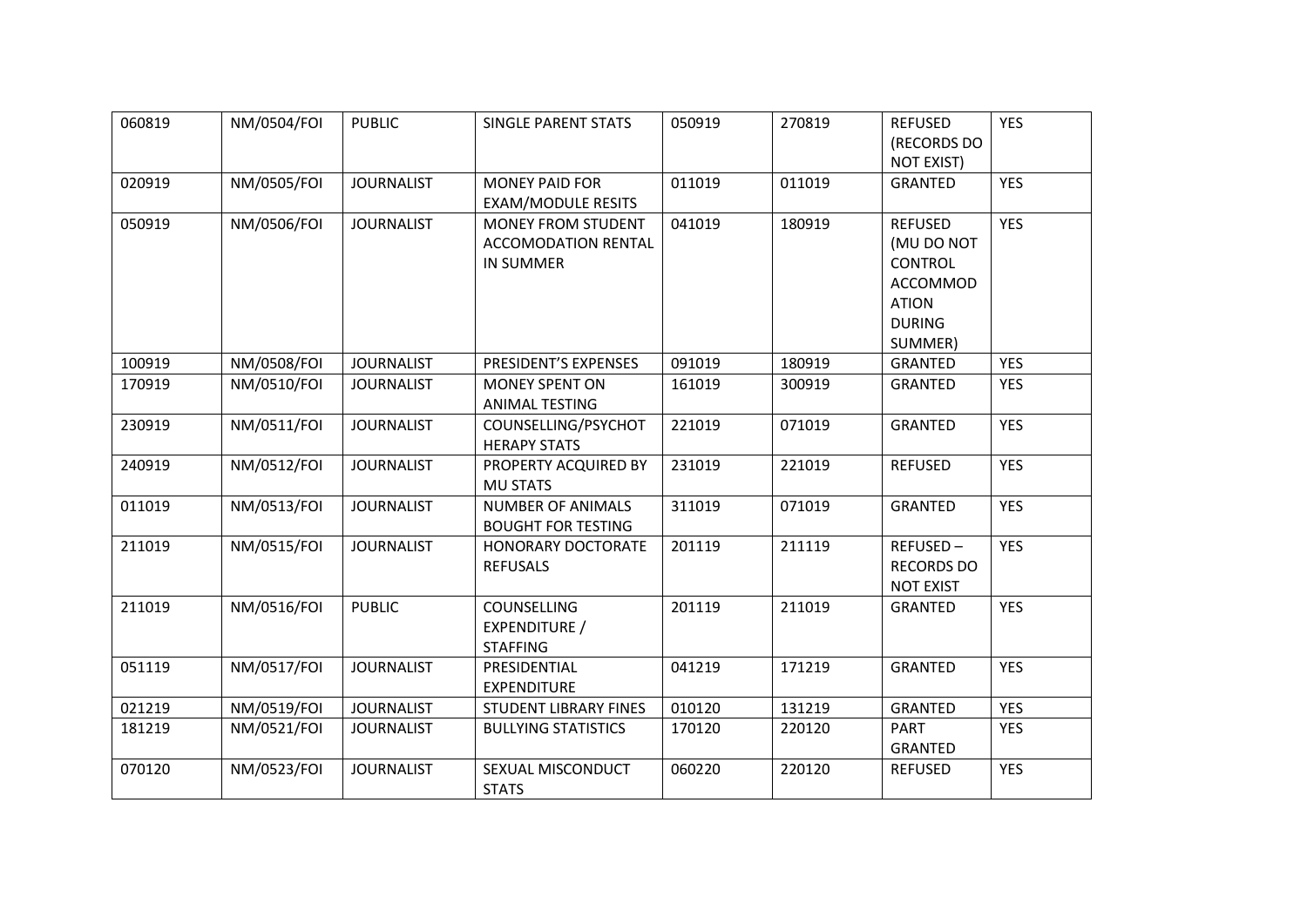| 060819 | NM/0504/FOI | PUBLIC | SINGLE PARENT STATS | 050919 | 270819 | REFUSED (RECORDS DO NOT EXIST) | YES |
|---|---|---|---|---|---|---|---|
| 020919 | NM/0505/FOI | JOURNALIST | MONEY PAID FOR EXAM/MODULE RESITS | 011019 | 011019 | GRANTED | YES |
| 050919 | NM/0506/FOI | JOURNALIST | MONEY FROM STUDENT ACCOMODATION RENTAL IN SUMMER | 041019 | 180919 | REFUSED (MU DO NOT CONTROL ACCOMMODATION DURING SUMMER) | YES |
| 100919 | NM/0508/FOI | JOURNALIST | PRESIDENT'S EXPENSES | 091019 | 180919 | GRANTED | YES |
| 170919 | NM/0510/FOI | JOURNALIST | MONEY SPENT ON ANIMAL TESTING | 161019 | 300919 | GRANTED | YES |
| 230919 | NM/0511/FOI | JOURNALIST | COUNSELLING/PSYCHOTHERAPY STATS | 221019 | 071019 | GRANTED | YES |
| 240919 | NM/0512/FOI | JOURNALIST | PROPERTY ACQUIRED BY MU STATS | 231019 | 221019 | REFUSED | YES |
| 011019 | NM/0513/FOI | JOURNALIST | NUMBER OF ANIMALS BOUGHT FOR TESTING | 311019 | 071019 | GRANTED | YES |
| 211019 | NM/0515/FOI | JOURNALIST | HONORARY DOCTORATE REFUSALS | 201119 | 211119 | REFUSED – RECORDS DO NOT EXIST | YES |
| 211019 | NM/0516/FOI | PUBLIC | COUNSELLING EXPENDITURE / STAFFING | 201119 | 211019 | GRANTED | YES |
| 051119 | NM/0517/FOI | JOURNALIST | PRESIDENTIAL EXPENDITURE | 041219 | 171219 | GRANTED | YES |
| 021219 | NM/0519/FOI | JOURNALIST | STUDENT LIBRARY FINES | 010120 | 131219 | GRANTED | YES |
| 181219 | NM/0521/FOI | JOURNALIST | BULLYING STATISTICS | 170120 | 220120 | PART GRANTED | YES |
| 070120 | NM/0523/FOI | JOURNALIST | SEXUAL MISCONDUCT STATS | 060220 | 220120 | REFUSED | YES |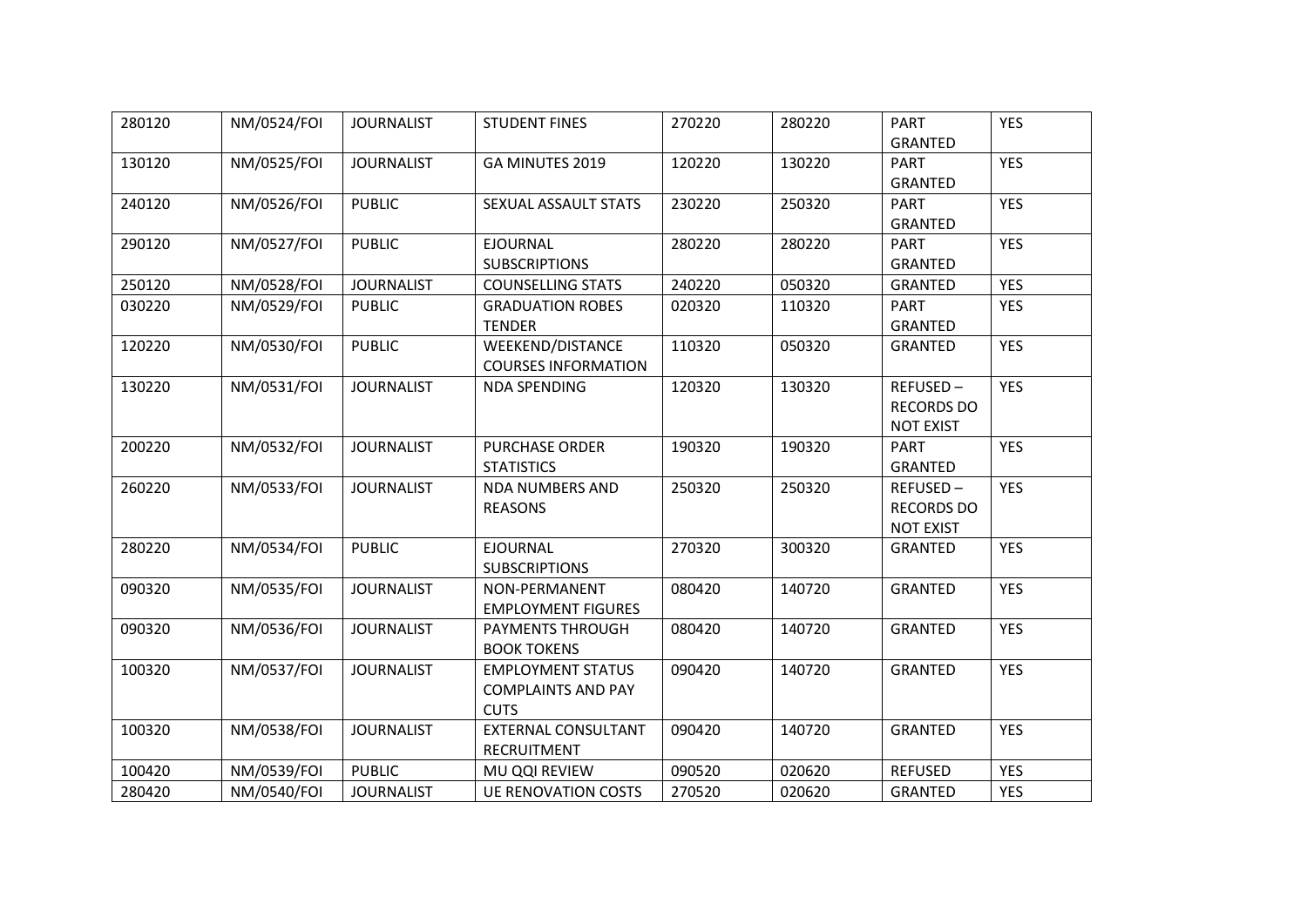| 280120 | NM/0524/FOI | JOURNALIST | STUDENT FINES | 270220 | 280220 | PART GRANTED | YES |
|---|---|---|---|---|---|---|---|
| 130120 | NM/0525/FOI | JOURNALIST | GA MINUTES 2019 | 120220 | 130220 | PART GRANTED | YES |
| 240120 | NM/0526/FOI | PUBLIC | SEXUAL ASSAULT STATS | 230220 | 250320 | PART GRANTED | YES |
| 290120 | NM/0527/FOI | PUBLIC | EJOURNAL SUBSCRIPTIONS | 280220 | 280220 | PART GRANTED | YES |
| 250120 | NM/0528/FOI | JOURNALIST | COUNSELLING STATS | 240220 | 050320 | GRANTED | YES |
| 030220 | NM/0529/FOI | PUBLIC | GRADUATION ROBES TENDER | 020320 | 110320 | PART GRANTED | YES |
| 120220 | NM/0530/FOI | PUBLIC | WEEKEND/DISTANCE COURSES INFORMATION | 110320 | 050320 | GRANTED | YES |
| 130220 | NM/0531/FOI | JOURNALIST | NDA SPENDING | 120320 | 130320 | REFUSED – RECORDS DO NOT EXIST | YES |
| 200220 | NM/0532/FOI | JOURNALIST | PURCHASE ORDER STATISTICS | 190320 | 190320 | PART GRANTED | YES |
| 260220 | NM/0533/FOI | JOURNALIST | NDA NUMBERS AND REASONS | 250320 | 250320 | REFUSED – RECORDS DO NOT EXIST | YES |
| 280220 | NM/0534/FOI | PUBLIC | EJOURNAL SUBSCRIPTIONS | 270320 | 300320 | GRANTED | YES |
| 090320 | NM/0535/FOI | JOURNALIST | NON-PERMANENT EMPLOYMENT FIGURES | 080420 | 140720 | GRANTED | YES |
| 090320 | NM/0536/FOI | JOURNALIST | PAYMENTS THROUGH BOOK TOKENS | 080420 | 140720 | GRANTED | YES |
| 100320 | NM/0537/FOI | JOURNALIST | EMPLOYMENT STATUS COMPLAINTS AND PAY CUTS | 090420 | 140720 | GRANTED | YES |
| 100320 | NM/0538/FOI | JOURNALIST | EXTERNAL CONSULTANT RECRUITMENT | 090420 | 140720 | GRANTED | YES |
| 100420 | NM/0539/FOI | PUBLIC | MU QQI REVIEW | 090520 | 020620 | REFUSED | YES |
| 280420 | NM/0540/FOI | JOURNALIST | UE RENOVATION COSTS | 270520 | 020620 | GRANTED | YES |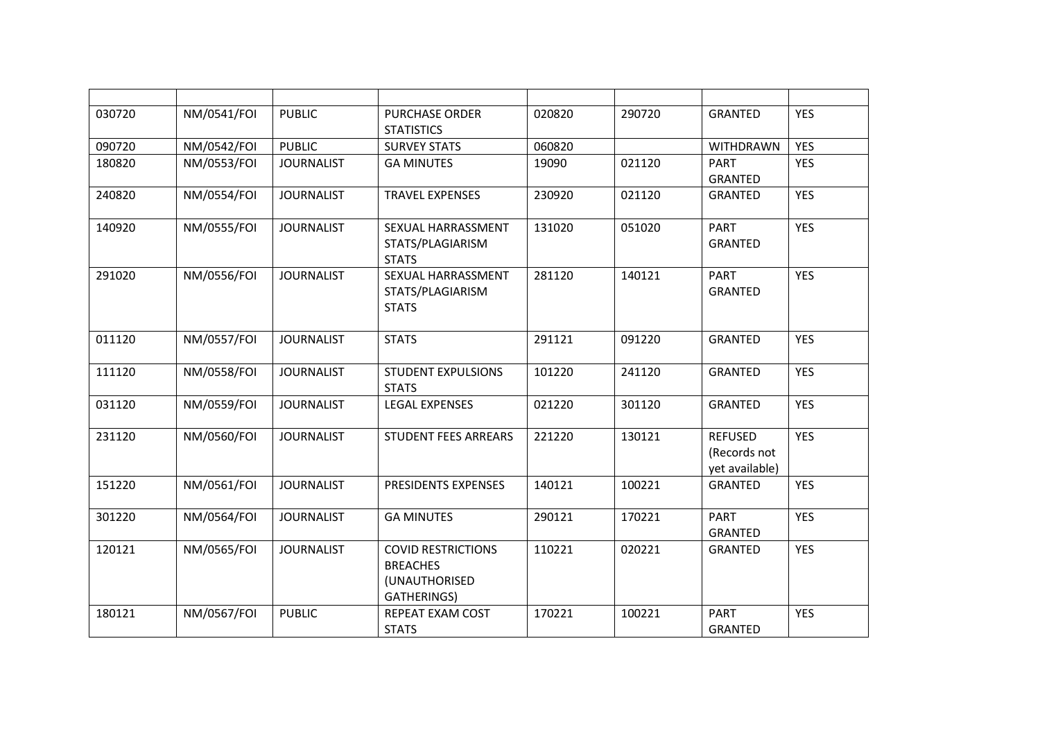| | | | | | | | |
|---|---|---|---|---|---|---|---|
| 030720 | NM/0541/FOI | PUBLIC | PURCHASE ORDER STATISTICS | 020820 | 290720 | GRANTED | YES |
| 090720 | NM/0542/FOI | PUBLIC | SURVEY STATS | 060820 | | WITHDRAWN | YES |
| 180820 | NM/0553/FOI | JOURNALIST | GA MINUTES | 19090 | 021120 | PART GRANTED | YES |
| 240820 | NM/0554/FOI | JOURNALIST | TRAVEL EXPENSES | 230920 | 021120 | GRANTED | YES |
| 140920 | NM/0555/FOI | JOURNALIST | SEXUAL HARRASSMENT STATS/PLAGIARISM STATS | 131020 | 051020 | PART GRANTED | YES |
| 291020 | NM/0556/FOI | JOURNALIST | SEXUAL HARRASSMENT STATS/PLAGIARISM STATS | 281120 | 140121 | PART GRANTED | YES |
| 011120 | NM/0557/FOI | JOURNALIST | STATS | 291121 | 091220 | GRANTED | YES |
| 111120 | NM/0558/FOI | JOURNALIST | STUDENT EXPULSIONS STATS | 101220 | 241120 | GRANTED | YES |
| 031120 | NM/0559/FOI | JOURNALIST | LEGAL EXPENSES | 021220 | 301120 | GRANTED | YES |
| 231120 | NM/0560/FOI | JOURNALIST | STUDENT FEES ARREARS | 221220 | 130121 | REFUSED (Records not yet available) | YES |
| 151220 | NM/0561/FOI | JOURNALIST | PRESIDENTS EXPENSES | 140121 | 100221 | GRANTED | YES |
| 301220 | NM/0564/FOI | JOURNALIST | GA MINUTES | 290121 | 170221 | PART GRANTED | YES |
| 120121 | NM/0565/FOI | JOURNALIST | COVID RESTRICTIONS BREACHES (UNAUTHORISED GATHERINGS) | 110221 | 020221 | GRANTED | YES |
| 180121 | NM/0567/FOI | PUBLIC | REPEAT EXAM COST STATS | 170221 | 100221 | PART GRANTED | YES |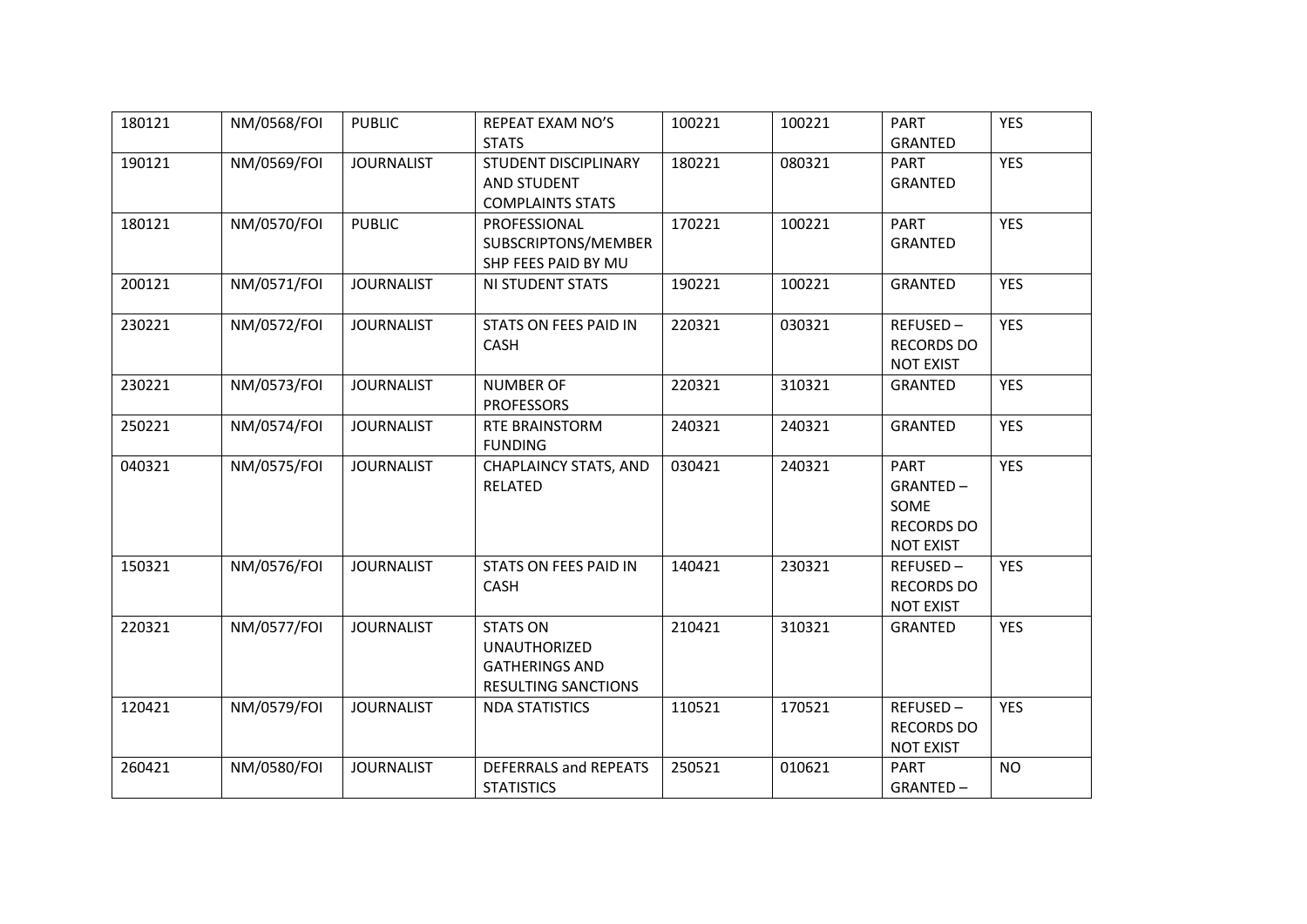| | | | | | | | |
|---|---|---|---|---|---|---|---|
| 180121 | NM/0568/FOI | PUBLIC | REPEAT EXAM NO'S STATS | 100221 | 100221 | PART GRANTED | YES |
| 190121 | NM/0569/FOI | JOURNALIST | STUDENT DISCIPLINARY AND STUDENT COMPLAINTS STATS | 180221 | 080321 | PART GRANTED | YES |
| 180121 | NM/0570/FOI | PUBLIC | PROFESSIONAL SUBSCRIPTONS/MEMBERSHIP FEES PAID BY MU | 170221 | 100221 | PART GRANTED | YES |
| 200121 | NM/0571/FOI | JOURNALIST | NI STUDENT STATS | 190221 | 100221 | GRANTED | YES |
| 230221 | NM/0572/FOI | JOURNALIST | STATS ON FEES PAID IN CASH | 220321 | 030321 | REFUSED – RECORDS DO NOT EXIST | YES |
| 230221 | NM/0573/FOI | JOURNALIST | NUMBER OF PROFESSORS | 220321 | 310321 | GRANTED | YES |
| 250221 | NM/0574/FOI | JOURNALIST | RTE BRAINSTORM FUNDING | 240321 | 240321 | GRANTED | YES |
| 040321 | NM/0575/FOI | JOURNALIST | CHAPLAINCY STATS, AND RELATED | 030421 | 240321 | PART GRANTED – SOME RECORDS DO NOT EXIST | YES |
| 150321 | NM/0576/FOI | JOURNALIST | STATS ON FEES PAID IN CASH | 140421 | 230321 | REFUSED – RECORDS DO NOT EXIST | YES |
| 220321 | NM/0577/FOI | JOURNALIST | STATS ON UNAUTHORIZED GATHERINGS AND RESULTING SANCTIONS | 210421 | 310321 | GRANTED | YES |
| 120421 | NM/0579/FOI | JOURNALIST | NDA STATISTICS | 110521 | 170521 | REFUSED – RECORDS DO NOT EXIST | YES |
| 260421 | NM/0580/FOI | JOURNALIST | DEFERRALS and REPEATS STATISTICS | 250521 | 010621 | PART GRANTED – | NO |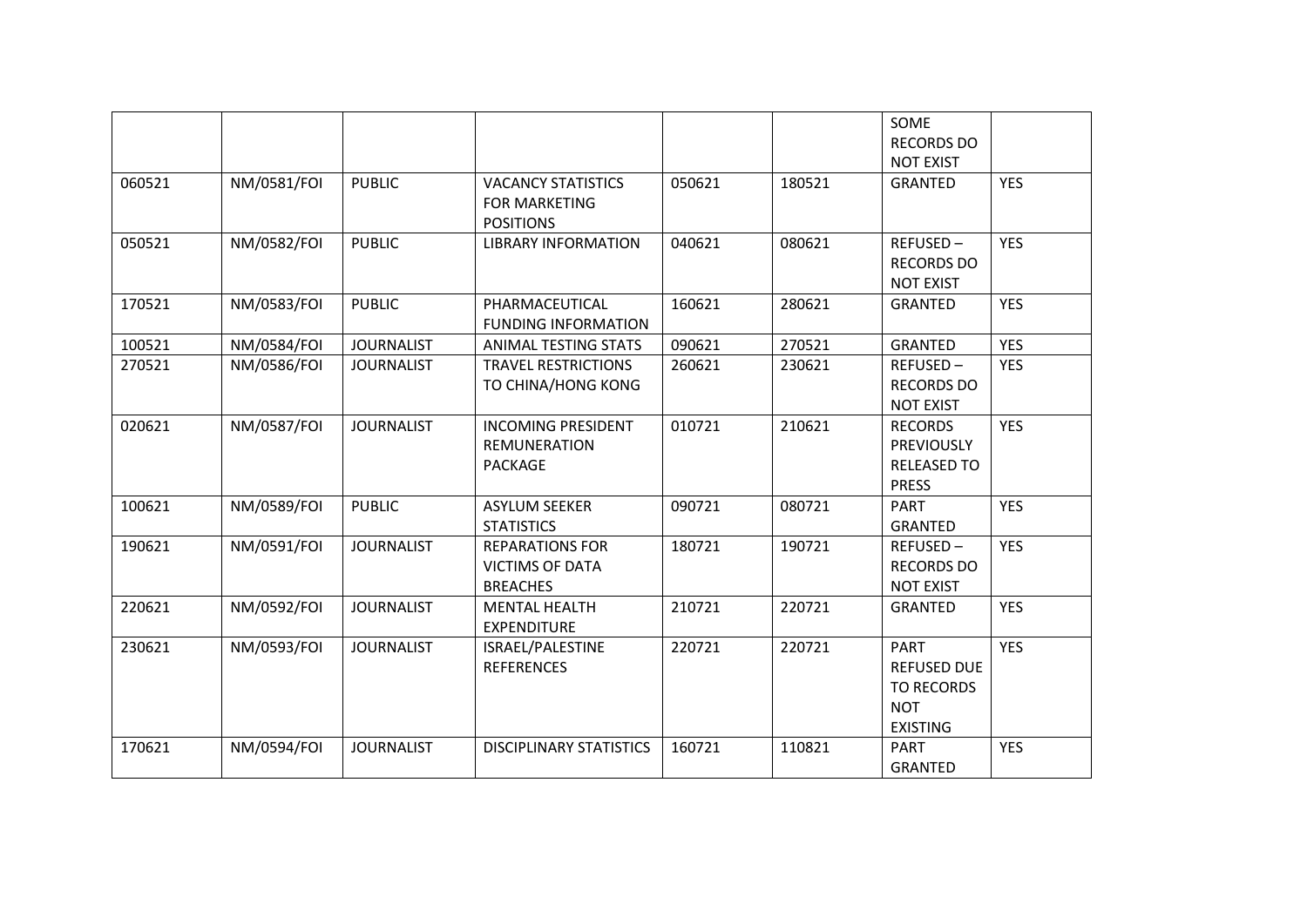| | | | | | | SOME RECORDS DO NOT EXIST | |
|---|---|---|---|---|---|---|---|
| 060521 | NM/0581/FOI | PUBLIC | VACANCY STATISTICS FOR MARKETING POSITIONS | 050621 | 180521 | GRANTED | YES |
| 050521 | NM/0582/FOI | PUBLIC | LIBRARY INFORMATION | 040621 | 080621 | REFUSED – RECORDS DO NOT EXIST | YES |
| 170521 | NM/0583/FOI | PUBLIC | PHARMACEUTICAL FUNDING INFORMATION | 160621 | 280621 | GRANTED | YES |
| 100521 | NM/0584/FOI | JOURNALIST | ANIMAL TESTING STATS | 090621 | 270521 | GRANTED | YES |
| 270521 | NM/0586/FOI | JOURNALIST | TRAVEL RESTRICTIONS TO CHINA/HONG KONG | 260621 | 230621 | REFUSED – RECORDS DO NOT EXIST | YES |
| 020621 | NM/0587/FOI | JOURNALIST | INCOMING PRESIDENT REMUNERATION PACKAGE | 010721 | 210621 | RECORDS PREVIOUSLY RELEASED TO PRESS | YES |
| 100621 | NM/0589/FOI | PUBLIC | ASYLUM SEEKER STATISTICS | 090721 | 080721 | PART GRANTED | YES |
| 190621 | NM/0591/FOI | JOURNALIST | REPARATIONS FOR VICTIMS OF DATA BREACHES | 180721 | 190721 | REFUSED – RECORDS DO NOT EXIST | YES |
| 220621 | NM/0592/FOI | JOURNALIST | MENTAL HEALTH EXPENDITURE | 210721 | 220721 | GRANTED | YES |
| 230621 | NM/0593/FOI | JOURNALIST | ISRAEL/PALESTINE REFERENCES | 220721 | 220721 | PART REFUSED DUE TO RECORDS NOT EXISTING | YES |
| 170621 | NM/0594/FOI | JOURNALIST | DISCIPLINARY STATISTICS | 160721 | 110821 | PART GRANTED | YES |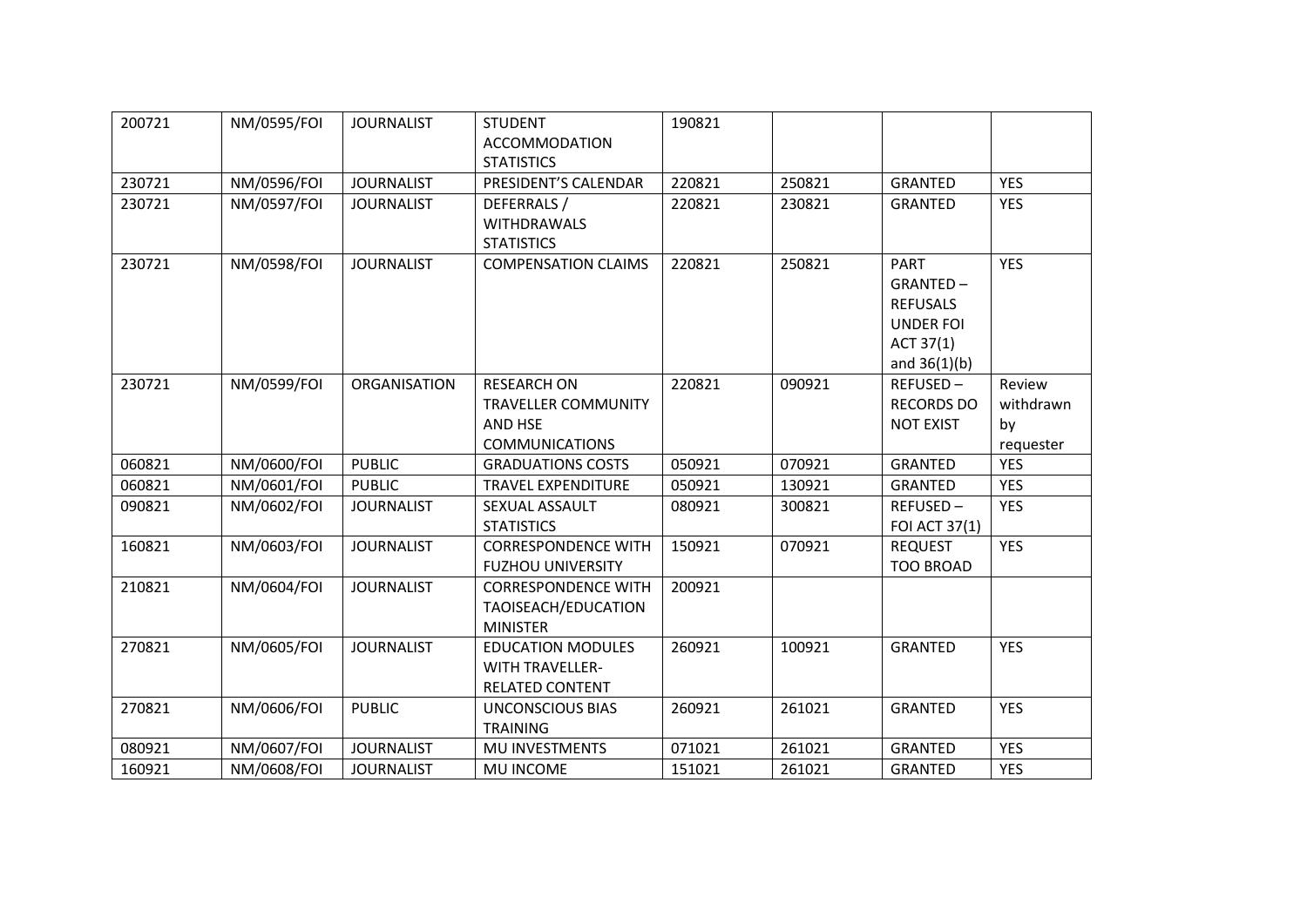| 200721 | NM/0595/FOI | JOURNALIST | STUDENT ACCOMMODATION STATISTICS | 190821 | | | |
|---|---|---|---|---|---|---|---|
| 230721 | NM/0596/FOI | JOURNALIST | PRESIDENT'S CALENDAR | 220821 | 250821 | GRANTED | YES |
| 230721 | NM/0597/FOI | JOURNALIST | DEFERRALS / WITHDRAWALS STATISTICS | 220821 | 230821 | GRANTED | YES |
| 230721 | NM/0598/FOI | JOURNALIST | COMPENSATION CLAIMS | 220821 | 250821 | PART GRANTED – REFUSALS UNDER FOI ACT 37(1) and 36(1)(b) | YES |
| 230721 | NM/0599/FOI | ORGANISATION | RESEARCH ON TRAVELLER COMMUNITY AND HSE COMMUNICATIONS | 220821 | 090921 | REFUSED – RECORDS DO NOT EXIST | Review withdrawn by requester |
| 060821 | NM/0600/FOI | PUBLIC | GRADUATIONS COSTS | 050921 | 070921 | GRANTED | YES |
| 060821 | NM/0601/FOI | PUBLIC | TRAVEL EXPENDITURE | 050921 | 130921 | GRANTED | YES |
| 090821 | NM/0602/FOI | JOURNALIST | SEXUAL ASSAULT STATISTICS | 080921 | 300821 | REFUSED – FOI ACT 37(1) | YES |
| 160821 | NM/0603/FOI | JOURNALIST | CORRESPONDENCE WITH FUZHOU UNIVERSITY | 150921 | 070921 | REQUEST TOO BROAD | YES |
| 210821 | NM/0604/FOI | JOURNALIST | CORRESPONDENCE WITH TAOISEACH/EDUCATION MINISTER | 200921 | | | |
| 270821 | NM/0605/FOI | JOURNALIST | EDUCATION MODULES WITH TRAVELLER-RELATED CONTENT | 260921 | 100921 | GRANTED | YES |
| 270821 | NM/0606/FOI | PUBLIC | UNCONSCIOUS BIAS TRAINING | 260921 | 261021 | GRANTED | YES |
| 080921 | NM/0607/FOI | JOURNALIST | MU INVESTMENTS | 071021 | 261021 | GRANTED | YES |
| 160921 | NM/0608/FOI | JOURNALIST | MU INCOME | 151021 | 261021 | GRANTED | YES |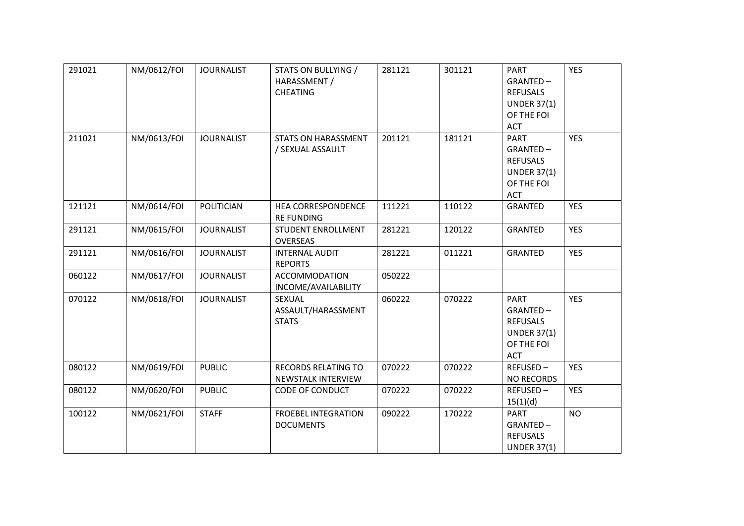| 291021 | NM/0612/FOI | JOURNALIST | STATS ON BULLYING / HARASSMENT / CHEATING | 281121 | 301121 | PART GRANTED – REFUSALS UNDER 37(1) OF THE FOI ACT | YES |
|---|---|---|---|---|---|---|---|
| 211021 | NM/0613/FOI | JOURNALIST | STATS ON HARASSMENT / SEXUAL ASSAULT | 201121 | 181121 | PART GRANTED – REFUSALS UNDER 37(1) OF THE FOI ACT | YES |
| 121121 | NM/0614/FOI | POLITICIAN | HEA CORRESPONDENCE RE FUNDING | 111221 | 110122 | GRANTED | YES |
| 291121 | NM/0615/FOI | JOURNALIST | STUDENT ENROLLMENT OVERSEAS | 281221 | 120122 | GRANTED | YES |
| 291121 | NM/0616/FOI | JOURNALIST | INTERNAL AUDIT REPORTS | 281221 | 011221 | GRANTED | YES |
| 060122 | NM/0617/FOI | JOURNALIST | ACCOMMODATION INCOME/AVAILABILITY | 050222 | | | |
| 070122 | NM/0618/FOI | JOURNALIST | SEXUAL ASSAULT/HARASSMENT STATS | 060222 | 070222 | PART GRANTED – REFUSALS UNDER 37(1) OF THE FOI ACT | YES |
| 080122 | NM/0619/FOI | PUBLIC | RECORDS RELATING TO NEWSTALK INTERVIEW | 070222 | 070222 | REFUSED – NO RECORDS | YES |
| 080122 | NM/0620/FOI | PUBLIC | CODE OF CONDUCT | 070222 | 070222 | REFUSED – 15(1)(d) | YES |
| 100122 | NM/0621/FOI | STAFF | FROEBEL INTEGRATION DOCUMENTS | 090222 | 170222 | PART GRANTED – REFUSALS UNDER 37(1) | NO |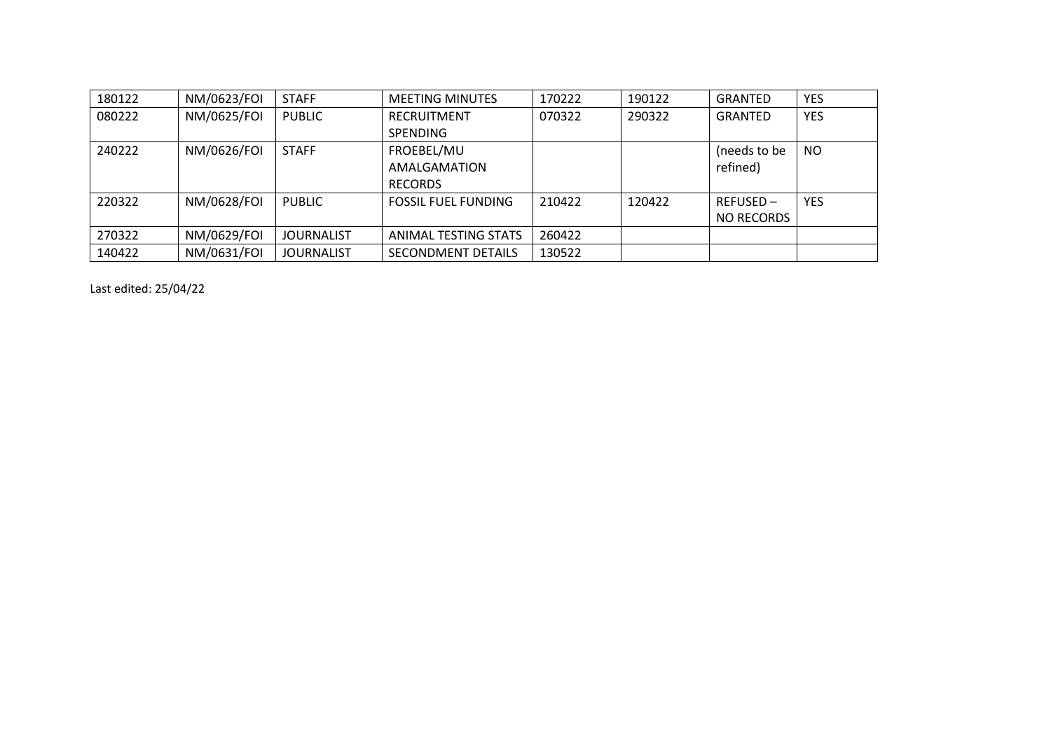| | | | | | | | |
|---|---|---|---|---|---|---|---|
| 180122 | NM/0623/FOI | STAFF | MEETING MINUTES | 170222 | 190122 | GRANTED | YES |
| 080222 | NM/0625/FOI | PUBLIC | RECRUITMENT SPENDING | 070322 | 290322 | GRANTED | YES |
| 240222 | NM/0626/FOI | STAFF | FROEBEL/MU AMALGAMATION RECORDS | | | (needs to be refined) | NO |
| 220322 | NM/0628/FOI | PUBLIC | FOSSIL FUEL FUNDING | 210422 | 120422 | REFUSED – NO RECORDS | YES |
| 270322 | NM/0629/FOI | JOURNALIST | ANIMAL TESTING STATS | 260422 | | | |
| 140422 | NM/0631/FOI | JOURNALIST | SECONDMENT DETAILS | 130522 | | | |

Last edited: 25/04/22